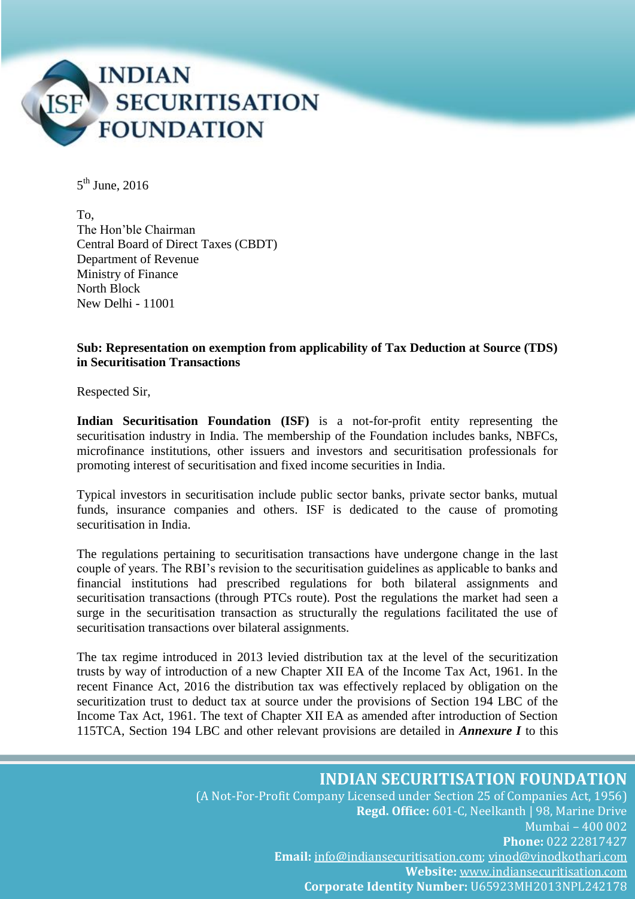# INDIAN SECURITISATION FOUNDATION

5th June, 2016

To,
The Hon'ble Chairman
Central Board of Direct Taxes (CBDT)
Department of Revenue
Ministry of Finance
North Block
New Delhi - 11001

**Sub: Representation on exemption from applicability of Tax Deduction at Source (TDS) in Securitisation Transactions**

Respected Sir,

**Indian Securitisation Foundation (ISF)** is a not-for-profit entity representing the securitisation industry in India. The membership of the Foundation includes banks, NBFCs, microfinance institutions, other issuers and investors and securitisation professionals for promoting interest of securitisation and fixed income securities in India.

Typical investors in securitisation include public sector banks, private sector banks, mutual funds, insurance companies and others. ISF is dedicated to the cause of promoting securitisation in India.

The regulations pertaining to securitisation transactions have undergone change in the last couple of years. The RBI's revision to the securitisation guidelines as applicable to banks and financial institutions had prescribed regulations for both bilateral assignments and securitisation transactions (through PTCs route). Post the regulations the market had seen a surge in the securitisation transaction as structurally the regulations facilitated the use of securitisation transactions over bilateral assignments.

The tax regime introduced in 2013 levied distribution tax at the level of the securitization trusts by way of introduction of a new Chapter XII EA of the Income Tax Act, 1961. In the recent Finance Act, 2016 the distribution tax was effectively replaced by obligation on the securitization trust to deduct tax at source under the provisions of Section 194 LBC of the Income Tax Act, 1961. The text of Chapter XII EA as amended after introduction of Section 115TCA, Section 194 LBC and other relevant provisions are detailed in ***Annexure I*** to this

**INDIAN SECURITISATION FOUNDATION**
(A Not-For-Profit Company Licensed under Section 25 of Companies Act, 1956)
**Regd. Office:** 601-C, Neelkanth | 98, Marine Drive
Mumbai – 400 002
**Phone:** 022 22817427
**Email:** info@indiansecuritisation.com; vinod@vinodkothari.com
**Website:** www.indiansecuritisation.com
**Corporate Identity Number:** U65923MH2013NPL242178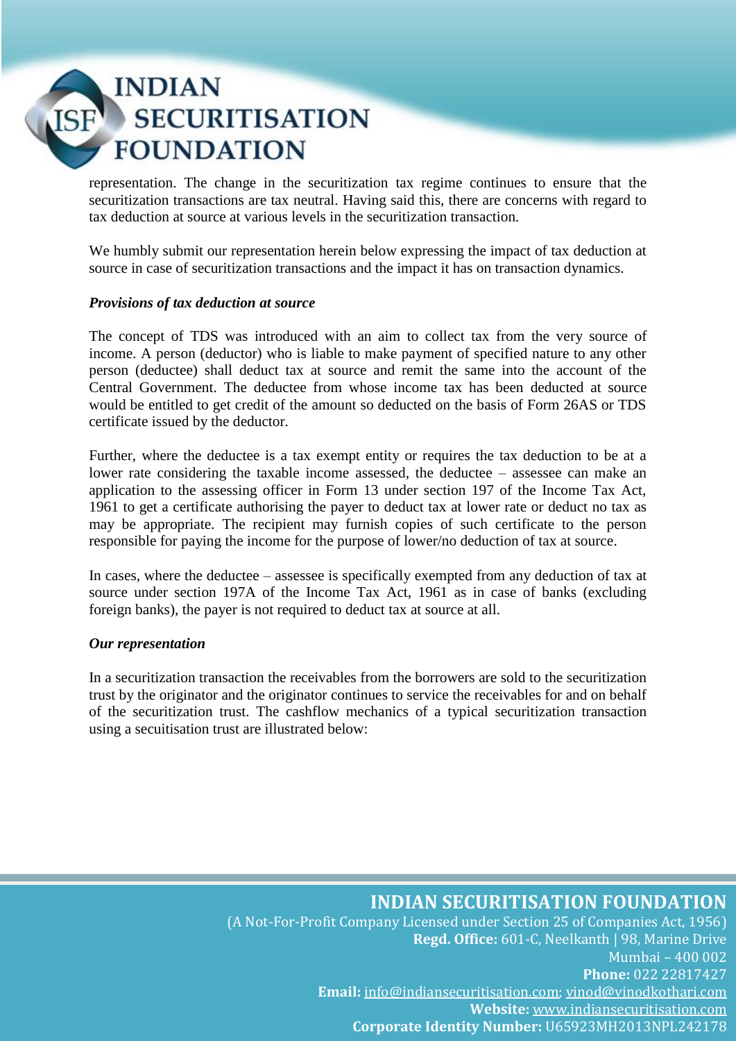representation. The change in the securitization tax regime continues to ensure that the securitization transactions are tax neutral. Having said this, there are concerns with regard to tax deduction at source at various levels in the securitization transaction.

We humbly submit our representation herein below expressing the impact of tax deduction at source in case of securitization transactions and the impact it has on transaction dynamics.

***Provisions of tax deduction at source***

The concept of TDS was introduced with an aim to collect tax from the very source of income. A person (deductor) who is liable to make payment of specified nature to any other person (deductee) shall deduct tax at source and remit the same into the account of the Central Government. The deductee from whose income tax has been deducted at source would be entitled to get credit of the amount so deducted on the basis of Form 26AS or TDS certificate issued by the deductor.

Further, where the deductee is a tax exempt entity or requires the tax deduction to be at a lower rate considering the taxable income assessed, the deductee – assessee can make an application to the assessing officer in Form 13 under section 197 of the Income Tax Act, 1961 to get a certificate authorising the payer to deduct tax at lower rate or deduct no tax as may be appropriate. The recipient may furnish copies of such certificate to the person responsible for paying the income for the purpose of lower/no deduction of tax at source.

In cases, where the deductee – assessee is specifically exempted from any deduction of tax at source under section 197A of the Income Tax Act, 1961 as in case of banks (excluding foreign banks), the payer is not required to deduct tax at source at all.

***Our representation***

In a securitization transaction the receivables from the borrowers are sold to the securitization trust by the originator and the originator continues to service the receivables for and on behalf of the securitization trust. The cashflow mechanics of a typical securitization transaction using a secuitisation trust are illustrated below: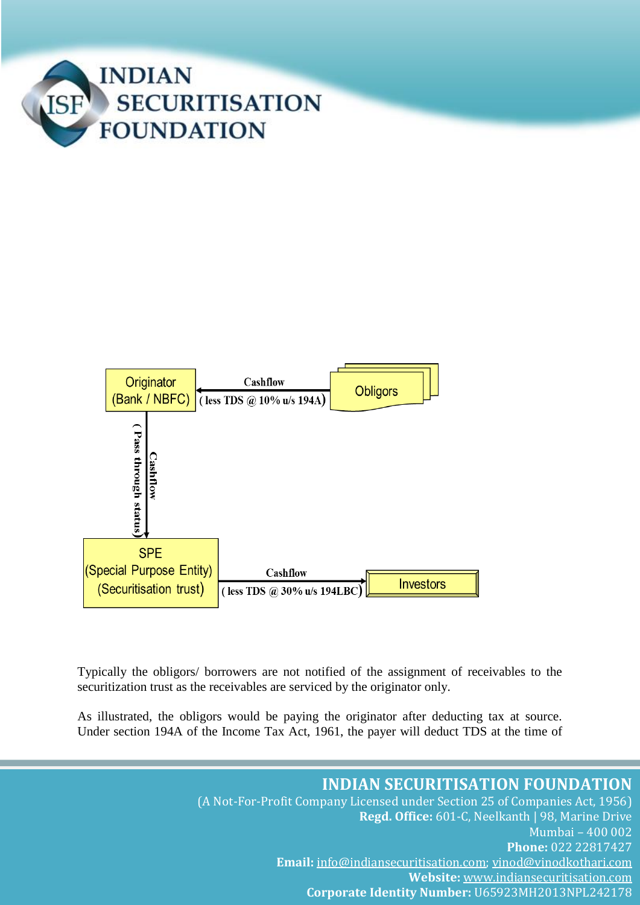Originator (Bank / NBFC) ← Cashflow (less TDS @ 10% u/s 194A) ← Obligors

Originator (Bank / NBFC) → Cashflow (Pass through status) → SPE (Special Purpose Entity) (Securitisation trust)

SPE (Special Purpose Entity) (Securitisation trust) → Cashflow (less TDS @ 30% u/s 194LBC) → Investors

Typically the obligors/ borrowers are not notified of the assignment of receivables to the securitization trust as the receivables are serviced by the originator only.

As illustrated, the obligors would be paying the originator after deducting tax at source. Under section 194A of the Income Tax Act, 1961, the payer will deduct TDS at the time of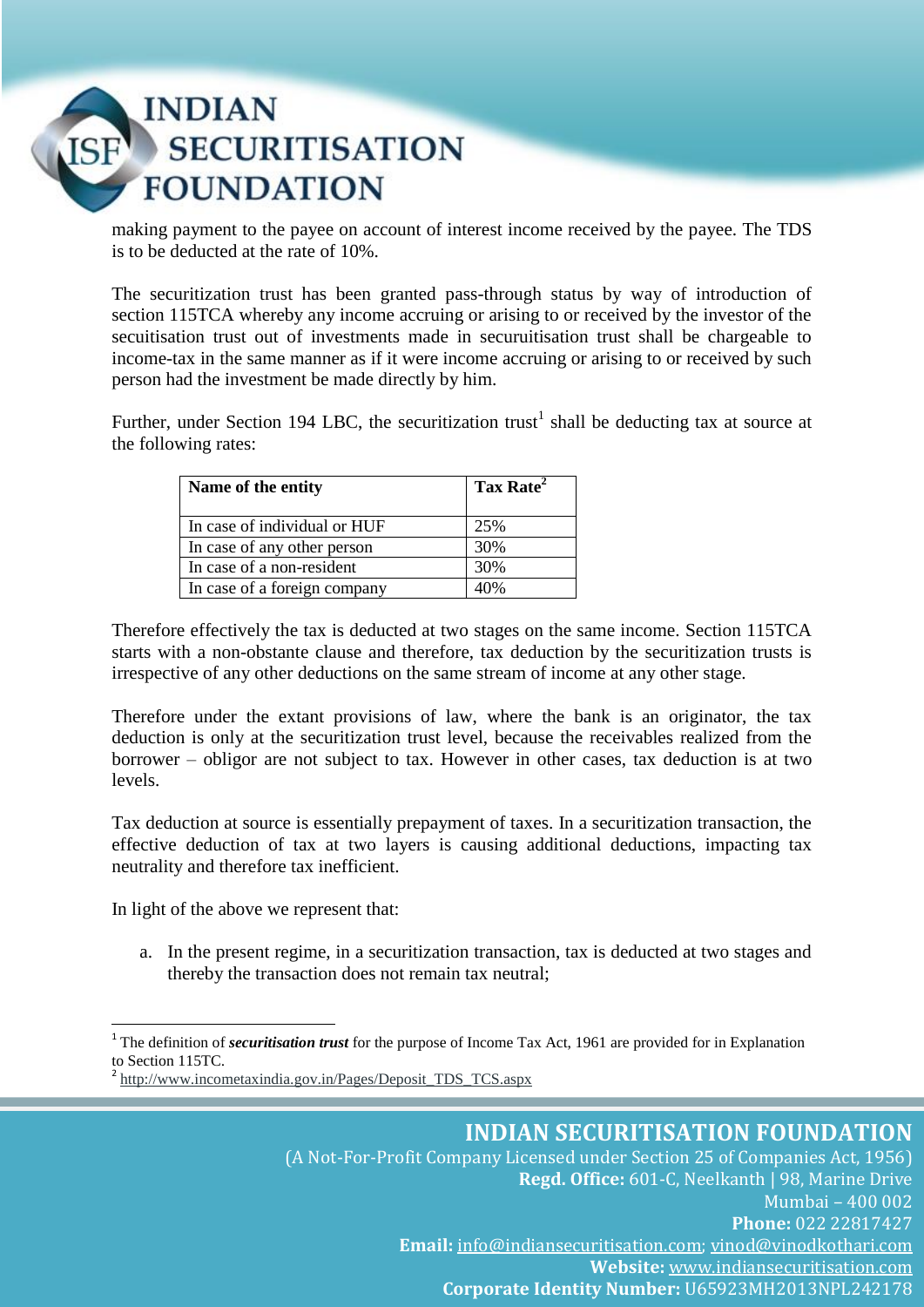making payment to the payee on account of interest income received by the payee. The TDS is to be deducted at the rate of 10%.

The securitization trust has been granted pass-through status by way of introduction of section 115TCA whereby any income accruing or arising to or received by the investor of the secuitisation trust out of investments made in securuitisation trust shall be chargeable to income-tax in the same manner as if it were income accruing or arising to or received by such person had the investment be made directly by him.

Further, under Section 194 LBC, the securitization trust[1] shall be deducting tax at source at the following rates:

| Name of the entity | Tax Rate[2] |
|---|---|
| In case of individual or HUF | 25% |
| In case of any other person | 30% |
| In case of a non-resident | 30% |
| In case of a foreign company | 40% |

Therefore effectively the tax is deducted at two stages on the same income. Section 115TCA starts with a non-obstante clause and therefore, tax deduction by the securitization trusts is irrespective of any other deductions on the same stream of income at any other stage.

Therefore under the extant provisions of law, where the bank is an originator, the tax deduction is only at the securitization trust level, because the receivables realized from the borrower – obligor are not subject to tax. However in other cases, tax deduction is at two levels.

Tax deduction at source is essentially prepayment of taxes. In a securitization transaction, the effective deduction of tax at two layers is causing additional deductions, impacting tax neutrality and therefore tax inefficient.

In light of the above we represent that:

a. In the present regime, in a securitization transaction, tax is deducted at two stages and thereby the transaction does not remain tax neutral;

---

[1] The definition of ***securitisation trust*** for the purpose of Income Tax Act, 1961 are provided for in Explanation to Section 115TC.

[2] http://www.incometaxindia.gov.in/Pages/Deposit_TDS_TCS.aspx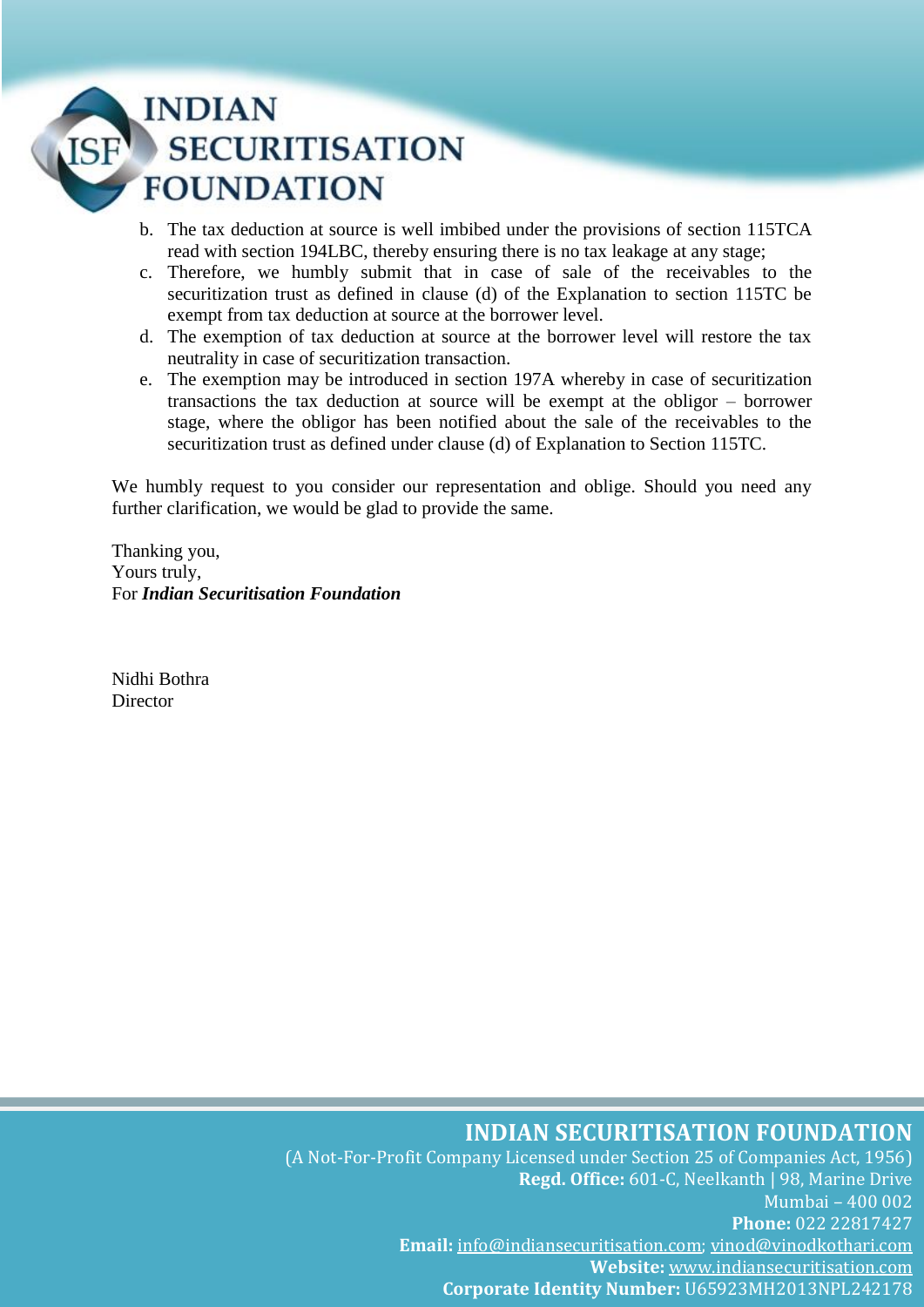b. The tax deduction at source is well imbibed under the provisions of section 115TCA read with section 194LBC, thereby ensuring there is no tax leakage at any stage;
c. Therefore, we humbly submit that in case of sale of the receivables to the securitization trust as defined in clause (d) of the Explanation to section 115TC be exempt from tax deduction at source at the borrower level.
d. The exemption of tax deduction at source at the borrower level will restore the tax neutrality in case of securitization transaction.
e. The exemption may be introduced in section 197A whereby in case of securitization transactions the tax deduction at source will be exempt at the obligor – borrower stage, where the obligor has been notified about the sale of the receivables to the securitization trust as defined under clause (d) of Explanation to Section 115TC.

We humbly request to you consider our representation and oblige. Should you need any further clarification, we would be glad to provide the same.

Thanking you,
Yours truly,
For ***Indian Securitisation Foundation***

Nidhi Bothra
Director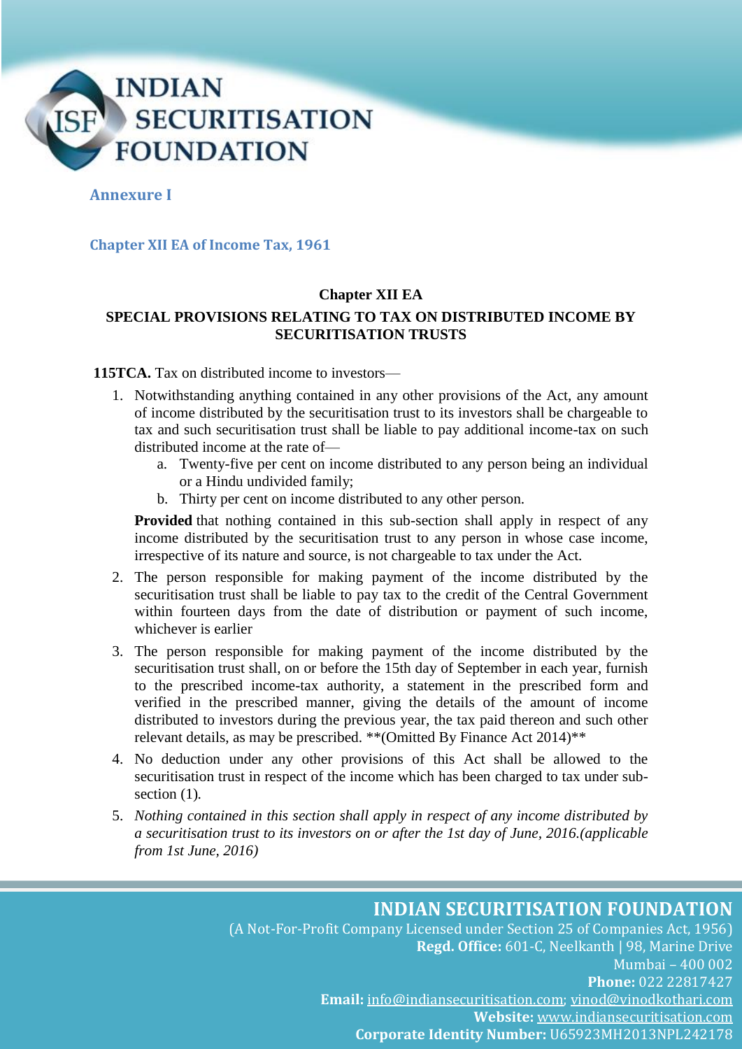## Annexure I

### Chapter XII EA of Income Tax, 1961

**Chapter XII EA**

**SPECIAL PROVISIONS RELATING TO TAX ON DISTRIBUTED INCOME BY SECURITISATION TRUSTS**

**115TCA.** Tax on distributed income to investors—

1. Notwithstanding anything contained in any other provisions of the Act, any amount of income distributed by the securitisation trust to its investors shall be chargeable to tax and such securitisation trust shall be liable to pay additional income-tax on such distributed income at the rate of—
   a. Twenty-five per cent on income distributed to any person being an individual or a Hindu undivided family;
   b. Thirty per cent on income distributed to any other person.

   **Provided** that nothing contained in this sub-section shall apply in respect of any income distributed by the securitisation trust to any person in whose case income, irrespective of its nature and source, is not chargeable to tax under the Act.
2. The person responsible for making payment of the income distributed by the securitisation trust shall be liable to pay tax to the credit of the Central Government within fourteen days from the date of distribution or payment of such income, whichever is earlier
3. The person responsible for making payment of the income distributed by the securitisation trust shall, on or before the 15th day of September in each year, furnish to the prescribed income-tax authority, a statement in the prescribed form and verified in the prescribed manner, giving the details of the amount of income distributed to investors during the previous year, the tax paid thereon and such other relevant details, as may be prescribed. **(Omitted By Finance Act 2014)**
4. No deduction under any other provisions of this Act shall be allowed to the securitisation trust in respect of the income which has been charged to tax under sub-section (1).
5. *Nothing contained in this section shall apply in respect of any income distributed by a securitisation trust to its investors on or after the 1st day of June, 2016.(applicable from 1st June, 2016)*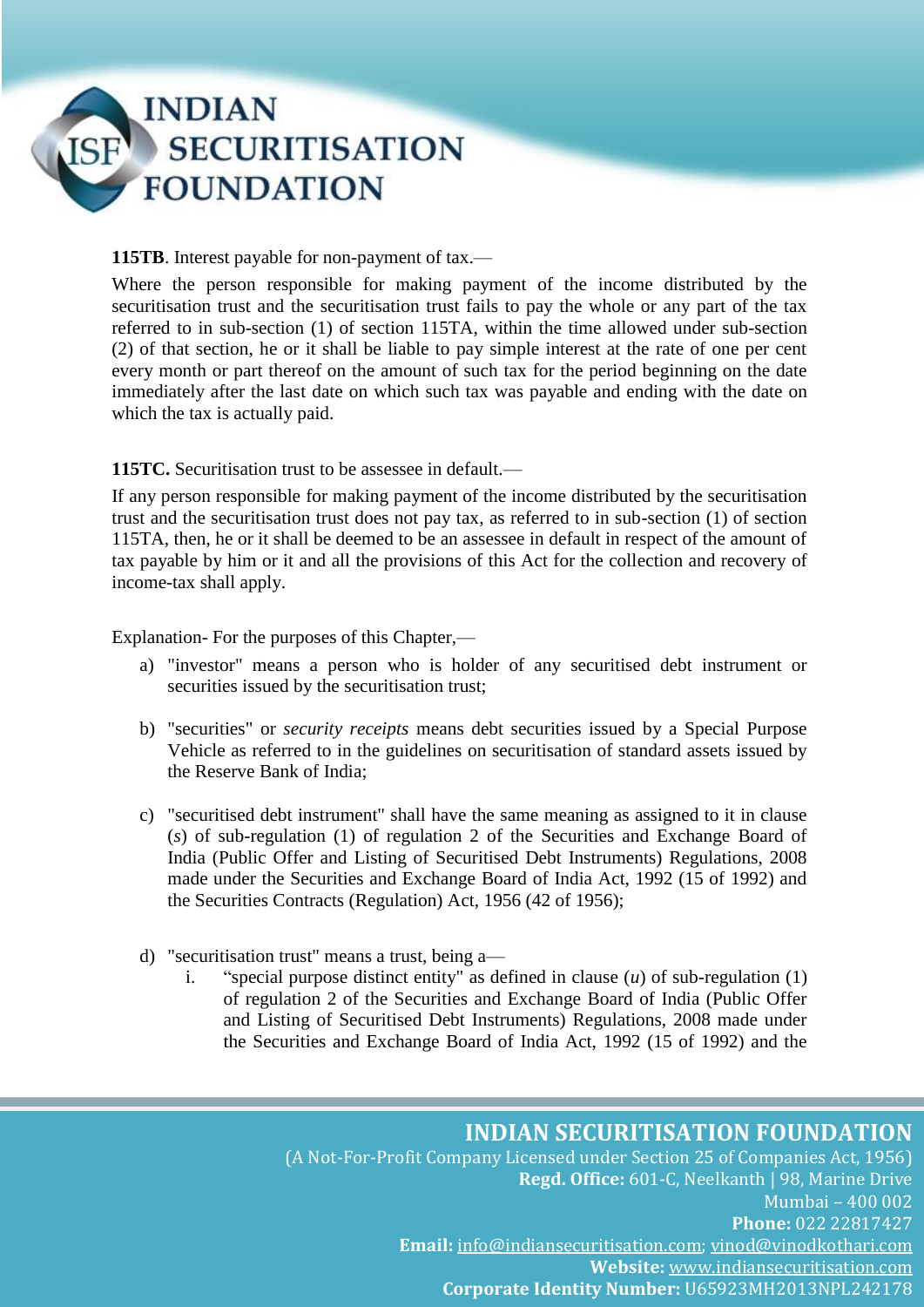**115TB**. Interest payable for non-payment of tax.—

Where the person responsible for making payment of the income distributed by the securitisation trust and the securitisation trust fails to pay the whole or any part of the tax referred to in sub-section (1) of section 115TA, within the time allowed under sub-section (2) of that section, he or it shall be liable to pay simple interest at the rate of one per cent every month or part thereof on the amount of such tax for the period beginning on the date immediately after the last date on which such tax was payable and ending with the date on which the tax is actually paid.

**115TC.** Securitisation trust to be assessee in default.—

If any person responsible for making payment of the income distributed by the securitisation trust and the securitisation trust does not pay tax, as referred to in sub-section (1) of section 115TA, then, he or it shall be deemed to be an assessee in default in respect of the amount of tax payable by him or it and all the provisions of this Act for the collection and recovery of income-tax shall apply.

Explanation- For the purposes of this Chapter,—

a) "investor" means a person who is holder of any securitised debt instrument or securities issued by the securitisation trust;

b) "securities" or *security receipts* means debt securities issued by a Special Purpose Vehicle as referred to in the guidelines on securitisation of standard assets issued by the Reserve Bank of India;

c) "securitised debt instrument" shall have the same meaning as assigned to it in clause (*s*) of sub-regulation (1) of regulation 2 of the Securities and Exchange Board of India (Public Offer and Listing of Securitised Debt Instruments) Regulations, 2008 made under the Securities and Exchange Board of India Act, 1992 (15 of 1992) and the Securities Contracts (Regulation) Act, 1956 (42 of 1956);

d) "securitisation trust" means a trust, being a—

   i. "special purpose distinct entity" as defined in clause (*u*) of sub-regulation (1) of regulation 2 of the Securities and Exchange Board of India (Public Offer and Listing of Securitised Debt Instruments) Regulations, 2008 made under the Securities and Exchange Board of India Act, 1992 (15 of 1992) and the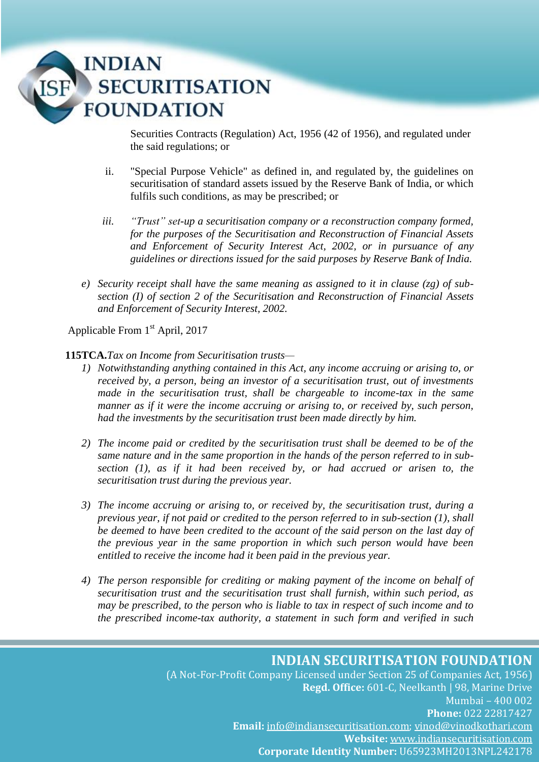Securities Contracts (Regulation) Act, 1956 (42 of 1956), and regulated under the said regulations; or

ii. "Special Purpose Vehicle" as defined in, and regulated by, the guidelines on securitisation of standard assets issued by the Reserve Bank of India, or which fulfils such conditions, as may be prescribed; or

iii. *"Trust" set-up a securitisation company or a reconstruction company formed, for the purposes of the Securitisation and Reconstruction of Financial Assets and Enforcement of Security Interest Act, 2002, or in pursuance of any guidelines or directions issued for the said purposes by Reserve Bank of India.*

e) *Security receipt shall have the same meaning as assigned to it in clause (zg) of sub-section (I) of section 2 of the Securitisation and Reconstruction of Financial Assets and Enforcement of Security Interest, 2002.*

Applicable From 1st April, 2017

**115TCA.** *Tax on Income from Securitisation trusts—*

1) *Notwithstanding anything contained in this Act, any income accruing or arising to, or received by, a person, being an investor of a securitisation trust, out of investments made in the securitisation trust, shall be chargeable to income-tax in the same manner as if it were the income accruing or arising to, or received by, such person, had the investments by the securitisation trust been made directly by him.*

2) *The income paid or credited by the securitisation trust shall be deemed to be of the same nature and in the same proportion in the hands of the person referred to in sub-section (1), as if it had been received by, or had accrued or arisen to, the securitisation trust during the previous year.*

3) *The income accruing or arising to, or received by, the securitisation trust, during a previous year, if not paid or credited to the person referred to in sub-section (1), shall be deemed to have been credited to the account of the said person on the last day of the previous year in the same proportion in which such person would have been entitled to receive the income had it been paid in the previous year.*

4) *The person responsible for crediting or making payment of the income on behalf of securitisation trust and the securitisation trust shall furnish, within such period, as may be prescribed, to the person who is liable to tax in respect of such income and to the prescribed income-tax authority, a statement in such form and verified in such*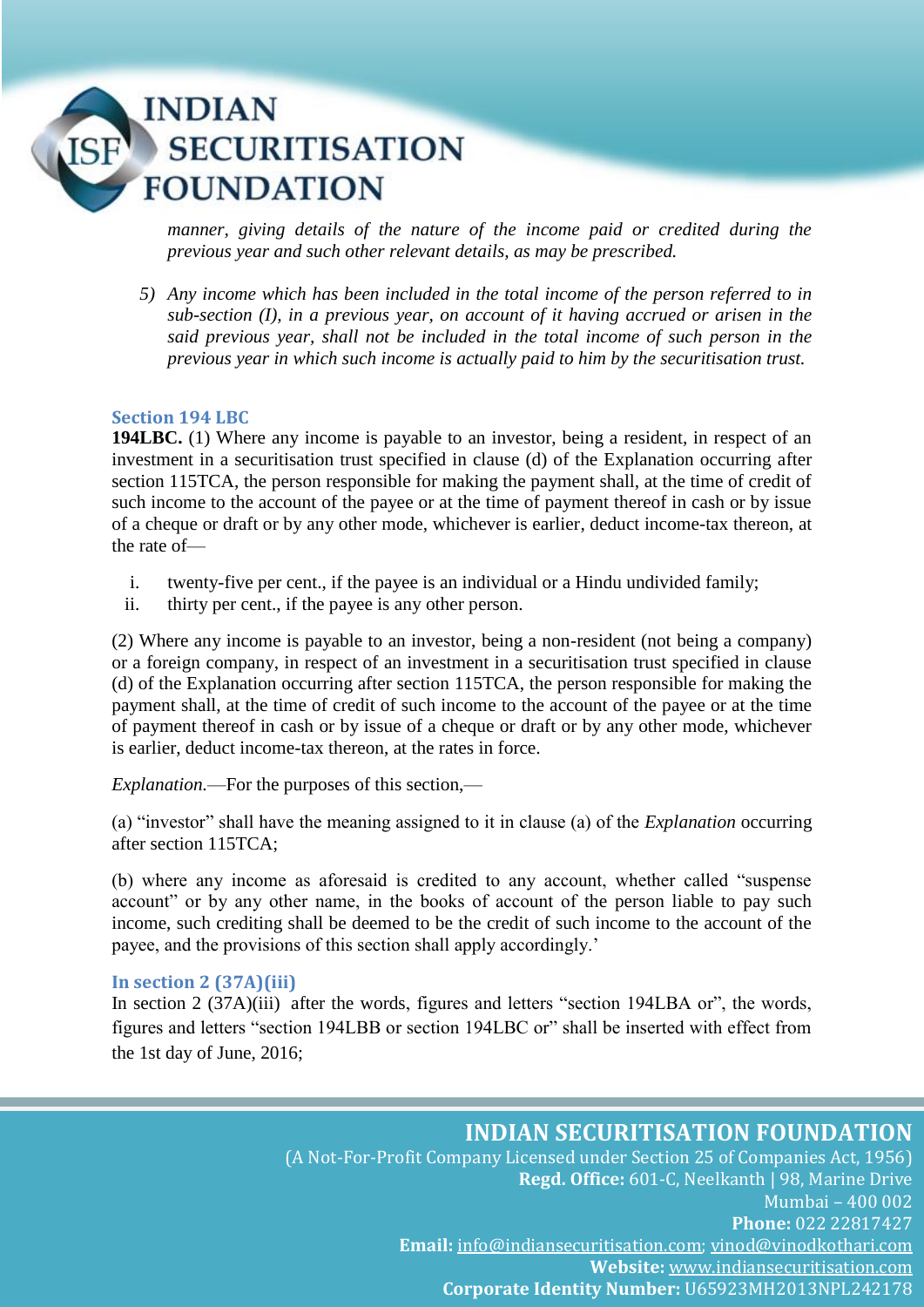*manner, giving details of the nature of the income paid or credited during the previous year and such other relevant details, as may be prescribed.*

5) *Any income which has been included in the total income of the person referred to in sub-section (I), in a previous year, on account of it having accrued or arisen in the said previous year, shall not be included in the total income of such person in the previous year in which such income is actually paid to him by the securitisation trust.*

### Section 194 LBC

**194LBC.** (1) Where any income is payable to an investor, being a resident, in respect of an investment in a securitisation trust specified in clause (d) of the Explanation occurring after section 115TCA, the person responsible for making the payment shall, at the time of credit of such income to the account of the payee or at the time of payment thereof in cash or by issue of a cheque or draft or by any other mode, whichever is earlier, deduct income-tax thereon, at the rate of—

i. twenty-five per cent., if the payee is an individual or a Hindu undivided family;
ii. thirty per cent., if the payee is any other person.

(2) Where any income is payable to an investor, being a non-resident (not being a company) or a foreign company, in respect of an investment in a securitisation trust specified in clause (d) of the Explanation occurring after section 115TCA, the person responsible for making the payment shall, at the time of credit of such income to the account of the payee or at the time of payment thereof in cash or by issue of a cheque or draft or by any other mode, whichever is earlier, deduct income-tax thereon, at the rates in force.

*Explanation.*—For the purposes of this section,—

(a) "investor" shall have the meaning assigned to it in clause (a) of the *Explanation* occurring after section 115TCA;

(b) where any income as aforesaid is credited to any account, whether called "suspense account" or by any other name, in the books of account of the person liable to pay such income, such crediting shall be deemed to be the credit of such income to the account of the payee, and the provisions of this section shall apply accordingly.'

### In section 2 (37A)(iii)

In section 2 (37A)(iii) after the words, figures and letters "section 194LBA or", the words, figures and letters "section 194LBB or section 194LBC or" shall be inserted with effect from the 1st day of June, 2016;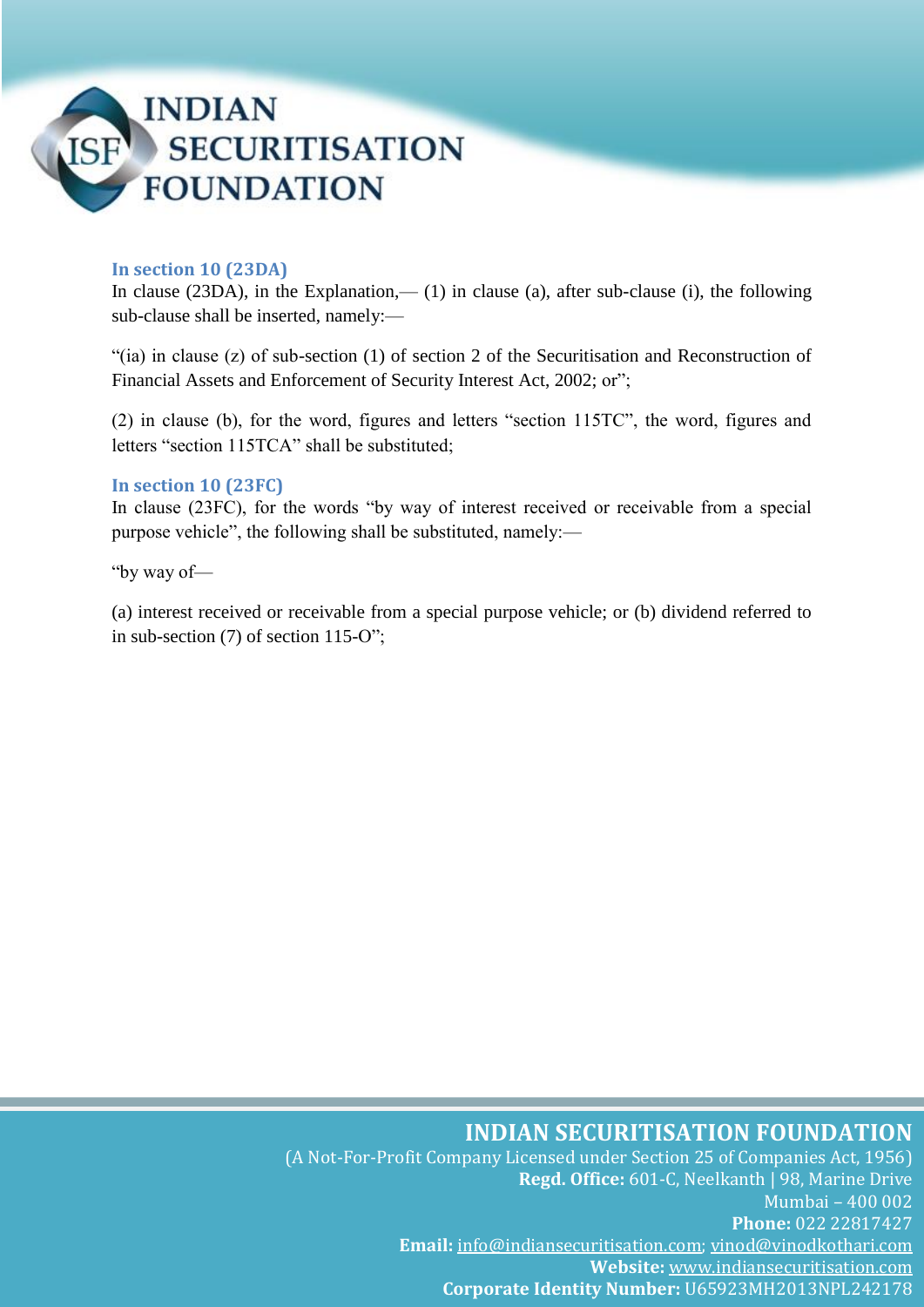### In section 10 (23DA)

In clause (23DA), in the Explanation,— (1) in clause (a), after sub-clause (i), the following sub-clause shall be inserted, namely:—

"(ia) in clause (z) of sub-section (1) of section 2 of the Securitisation and Reconstruction of Financial Assets and Enforcement of Security Interest Act, 2002; or";

(2) in clause (b), for the word, figures and letters "section 115TC", the word, figures and letters "section 115TCA" shall be substituted;

### In section 10 (23FC)

In clause (23FC), for the words "by way of interest received or receivable from a special purpose vehicle", the following shall be substituted, namely:—

"by way of—

(a) interest received or receivable from a special purpose vehicle; or (b) dividend referred to in sub-section (7) of section 115-O";